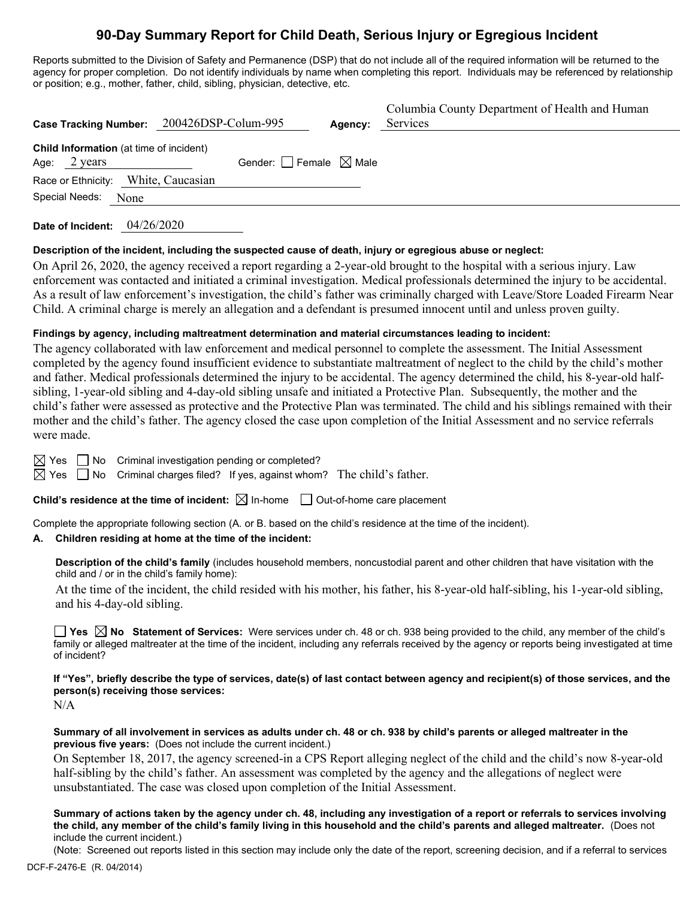# 90-Day Summary Report for Child Death, Serious Injury or Egregious Incident

Reports submitted to the Division of Safety and Permanence (DSP) that do not include all of the required information will be returned to the agency for proper completion. Do not identify individuals by name when completing this report. Individuals may be referenced by relationship or position; e.g., mother, father, child, sibling, physician, detective, etc.

**Case Tracking Number:** 200426DSP-Colum-995 **Agency:** Columbia County Department of Health and Human Services

**Child Information** (at time of incident)
Age: 2 years Gender: ☐ Female ☒ Male
Race or Ethnicity: White, Caucasian
Special Needs: None

**Date of Incident:** 04/26/2020

**Description of the incident, including the suspected cause of death, injury or egregious abuse or neglect:**

On April 26, 2020, the agency received a report regarding a 2-year-old brought to the hospital with a serious injury. Law enforcement was contacted and initiated a criminal investigation. Medical professionals determined the injury to be accidental. As a result of law enforcement's investigation, the child's father was criminally charged with Leave/Store Loaded Firearm Near Child. A criminal charge is merely an allegation and a defendant is presumed innocent until and unless proven guilty.

**Findings by agency, including maltreatment determination and material circumstances leading to incident:**

The agency collaborated with law enforcement and medical personnel to complete the assessment. The Initial Assessment completed by the agency found insufficient evidence to substantiate maltreatment of neglect to the child by the child's mother and father. Medical professionals determined the injury to be accidental. The agency determined the child, his 8-year-old half-sibling, 1-year-old sibling and 4-day-old sibling unsafe and initiated a Protective Plan. Subsequently, the mother and the child's father were assessed as protective and the Protective Plan was terminated. The child and his siblings remained with their mother and the child's father. The agency closed the case upon completion of the Initial Assessment and no service referrals were made.

☒ Yes ☐ No Criminal investigation pending or completed?
☒ Yes ☐ No Criminal charges filed? If yes, against whom? The child's father.

**Child's residence at the time of incident:** ☒ In-home ☐ Out-of-home care placement

Complete the appropriate following section (A. or B. based on the child's residence at the time of the incident).

**A. Children residing at home at the time of the incident:**

**Description of the child's family** (includes household members, noncustodial parent and other children that have visitation with the child and / or in the child's family home):

At the time of the incident, the child resided with his mother, his father, his 8-year-old half-sibling, his 1-year-old sibling, and his 4-day-old sibling.

☐ **Yes** ☒ **No Statement of Services:** Were services under ch. 48 or ch. 938 being provided to the child, any member of the child's family or alleged maltreater at the time of the incident, including any referrals received by the agency or reports being investigated at time of incident?

**If "Yes", briefly describe the type of services, date(s) of last contact between agency and recipient(s) of those services, and the person(s) receiving those services:**

N/A

**Summary of all involvement in services as adults under ch. 48 or ch. 938 by child's parents or alleged maltreater in the previous five years:** (Does not include the current incident.)

On September 18, 2017, the agency screened-in a CPS Report alleging neglect of the child and the child's now 8-year-old half-sibling by the child's father. An assessment was completed by the agency and the allegations of neglect were unsubstantiated. The case was closed upon completion of the Initial Assessment.

**Summary of actions taken by the agency under ch. 48, including any investigation of a report or referrals to services involving the child, any member of the child's family living in this household and the child's parents and alleged maltreater.** (Does not include the current incident.)

(Note: Screened out reports listed in this section may include only the date of the report, screening decision, and if a referral to services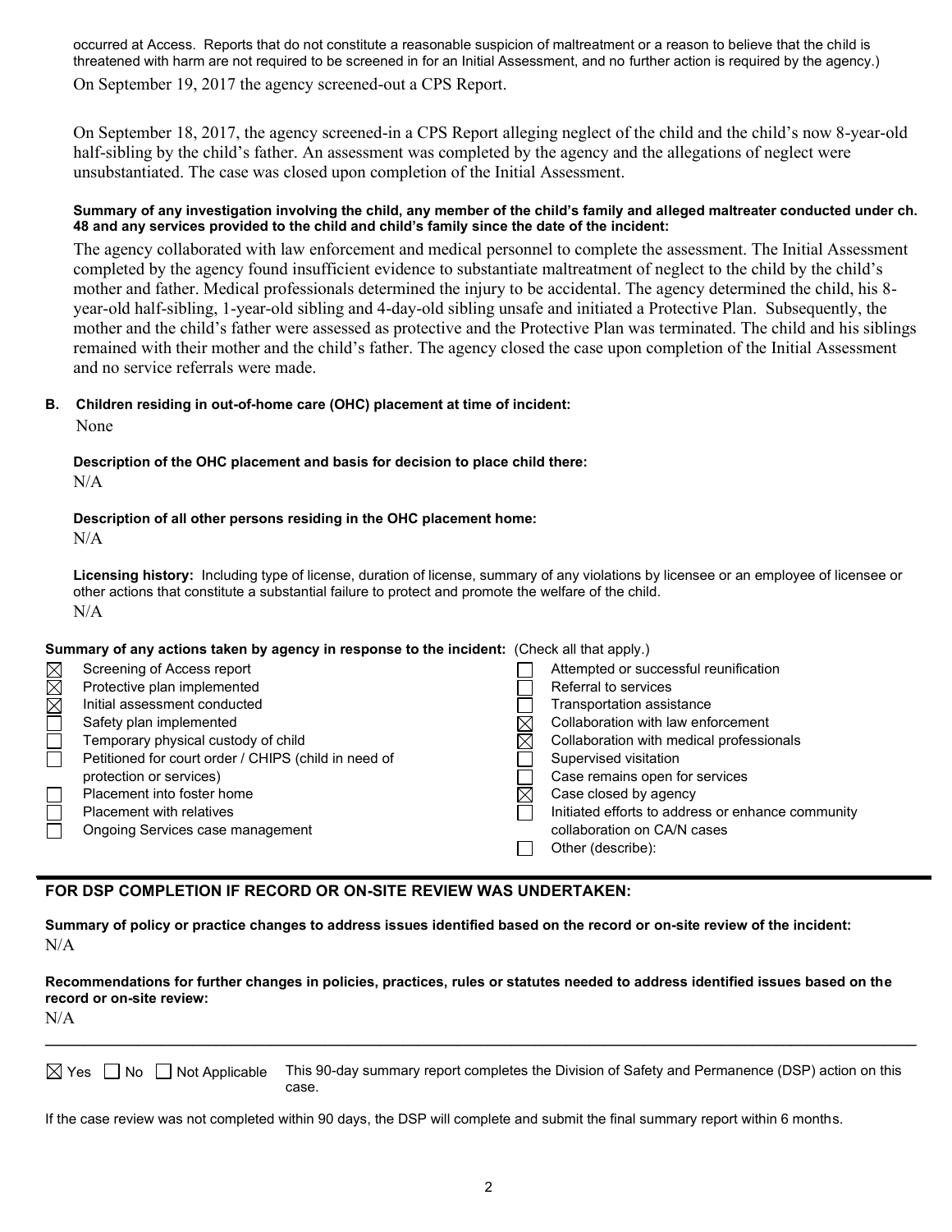occurred at Access. Reports that do not constitute a reasonable suspicion of maltreatment or a reason to believe that the child is threatened with harm are not required to be screened in for an Initial Assessment, and no further action is required by the agency.)

On September 19, 2017 the agency screened-out a CPS Report.

On September 18, 2017, the agency screened-in a CPS Report alleging neglect of the child and the child's now 8-year-old half-sibling by the child's father. An assessment was completed by the agency and the allegations of neglect were unsubstantiated. The case was closed upon completion of the Initial Assessment.

**Summary of any investigation involving the child, any member of the child's family and alleged maltreater conducted under ch. 48 and any services provided to the child and child's family since the date of the incident:**

The agency collaborated with law enforcement and medical personnel to complete the assessment. The Initial Assessment completed by the agency found insufficient evidence to substantiate maltreatment of neglect to the child by the child's mother and father. Medical professionals determined the injury to be accidental. The agency determined the child, his 8-year-old half-sibling, 1-year-old sibling and 4-day-old sibling unsafe and initiated a Protective Plan. Subsequently, the mother and the child's father were assessed as protective and the Protective Plan was terminated. The child and his siblings remained with their mother and the child's father. The agency closed the case upon completion of the Initial Assessment and no service referrals were made.

**B. Children residing in out-of-home care (OHC) placement at time of incident:**

None

**Description of the OHC placement and basis for decision to place child there:**

N/A

**Description of all other persons residing in the OHC placement home:**

N/A

**Licensing history:** Including type of license, duration of license, summary of any violations by licensee or an employee of licensee or other actions that constitute a substantial failure to protect and promote the welfare of the child.

N/A

**Summary of any actions taken by agency in response to the incident:** (Check all that apply.)

- ☒ Screening of Access report
- ☒ Protective plan implemented
- ☒ Initial assessment conducted
- ☐ Safety plan implemented
- ☐ Temporary physical custody of child
- ☐ Petitioned for court order / CHIPS (child in need of protection or services)
- ☐ Placement into foster home
- ☐ Placement with relatives
- ☐ Ongoing Services case management
- ☐ Attempted or successful reunification
- ☐ Referral to services
- ☐ Transportation assistance
- ☒ Collaboration with law enforcement
- ☒ Collaboration with medical professionals
- ☐ Supervised visitation
- ☐ Case remains open for services
- ☒ Case closed by agency
- ☐ Initiated efforts to address or enhance community collaboration on CA/N cases
- ☐ Other (describe):

## FOR DSP COMPLETION IF RECORD OR ON-SITE REVIEW WAS UNDERTAKEN:

**Summary of policy or practice changes to address issues identified based on the record or on-site review of the incident:**

N/A

**Recommendations for further changes in policies, practices, rules or statutes needed to address identified issues based on the record or on-site review:**

N/A

☒ Yes ☐ No ☐ Not Applicable This 90-day summary report completes the Division of Safety and Permanence (DSP) action on this case.

If the case review was not completed within 90 days, the DSP will complete and submit the final summary report within 6 months.